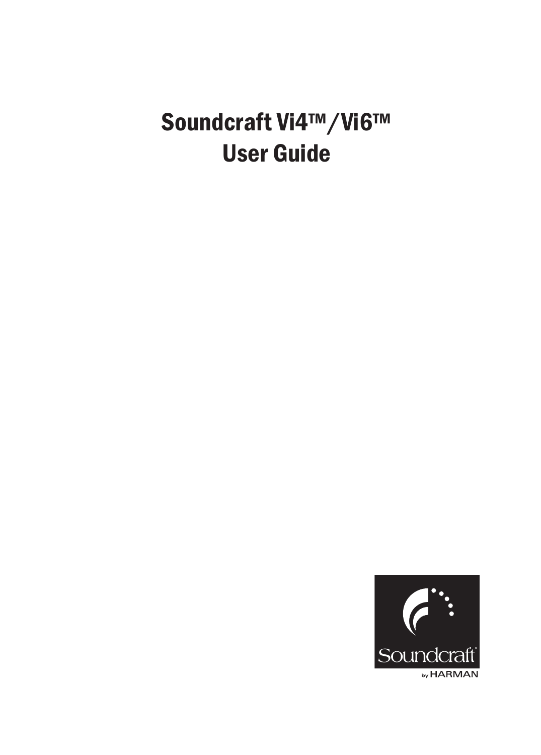# Soundcraft Vi4™/Vi6™
# User Guide

Soundcraft

by HARMAN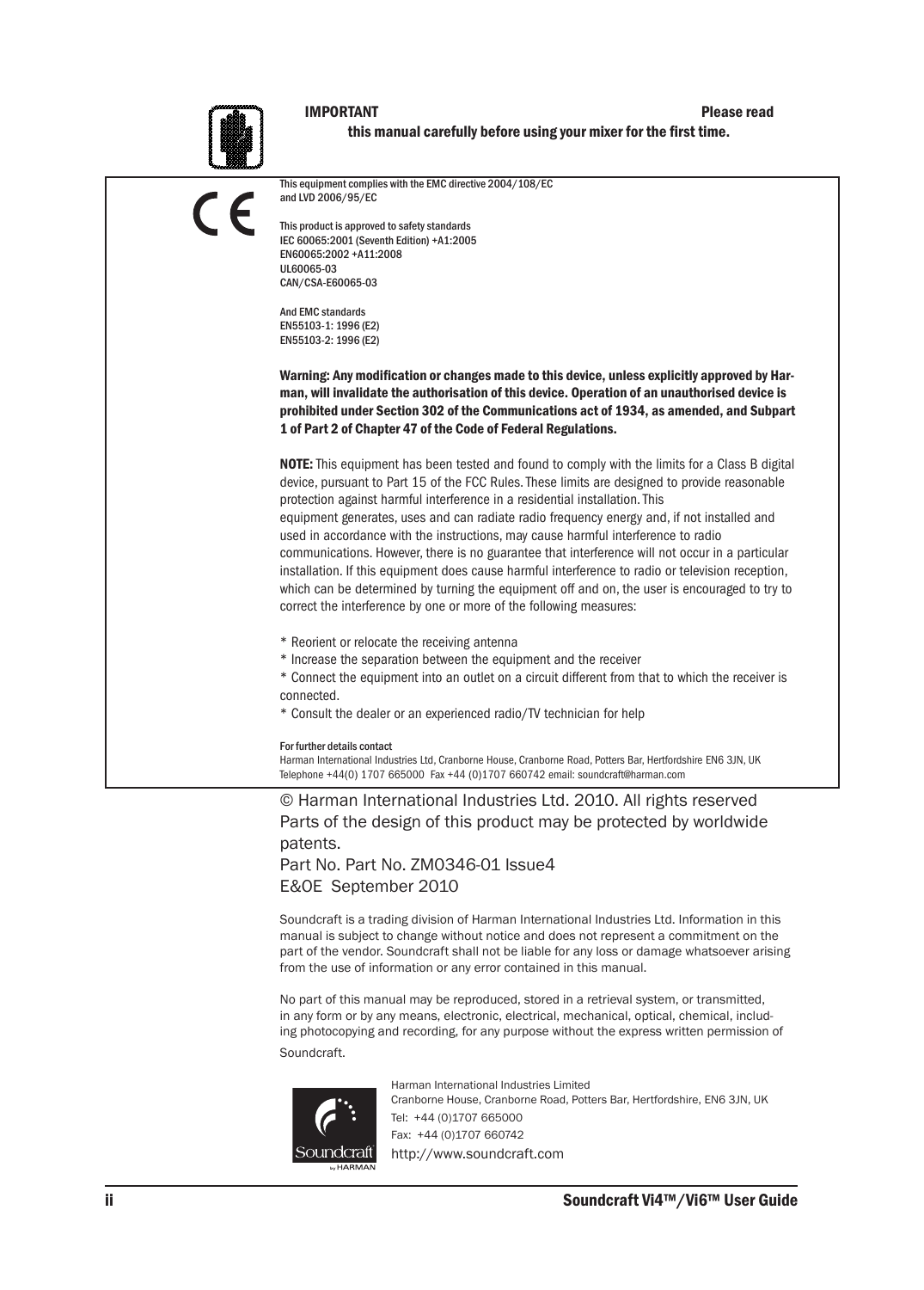**IMPORTANT** **Please read this manual carefully before using your mixer for the first time.**

This equipment complies with the EMC directive 2004/108/EC and LVD 2006/95/EC

This product is approved to safety standards
IEC 60065:2001 (Seventh Edition) +A1:2005
EN60065:2002 +A11:2008
UL60065-03
CAN/CSA-E60065-03

And EMC standards
EN55103-1: 1996 (E2)
EN55103-2: 1996 (E2)

**Warning: Any modification or changes made to this device, unless explicitly approved by Harman, will invalidate the authorisation of this device. Operation of an unauthorised device is prohibited under Section 302 of the Communications act of 1934, as amended, and Subpart 1 of Part 2 of Chapter 47 of the Code of Federal Regulations.**

**NOTE:** This equipment has been tested and found to comply with the limits for a Class B digital device, pursuant to Part 15 of the FCC Rules. These limits are designed to provide reasonable protection against harmful interference in a residential installation. This equipment generates, uses and can radiate radio frequency energy and, if not installed and used in accordance with the instructions, may cause harmful interference to radio communications. However, there is no guarantee that interference will not occur in a particular installation. If this equipment does cause harmful interference to radio or television reception, which can be determined by turning the equipment off and on, the user is encouraged to try to correct the interference by one or more of the following measures:

* Reorient or relocate the receiving antenna
* Increase the separation between the equipment and the receiver
* Connect the equipment into an outlet on a circuit different from that to which the receiver is connected.
* Consult the dealer or an experienced radio/TV technician for help

For further details contact
Harman International Industries Ltd, Cranborne House, Cranborne Road, Potters Bar, Hertfordshire EN6 3JN, UK
Telephone +44(0) 1707 665000 Fax +44 (0)1707 660742 email: soundcraft@harman.com

© Harman International Industries Ltd. 2010. All rights reserved
Parts of the design of this product may be protected by worldwide patents.
Part No. Part No. ZM0346-01 Issue4
E&OE September 2010

Soundcraft is a trading division of Harman International Industries Ltd. Information in this manual is subject to change without notice and does not represent a commitment on the part of the vendor. Soundcraft shall not be liable for any loss or damage whatsoever arising from the use of information or any error contained in this manual.

No part of this manual may be reproduced, stored in a retrieval system, or transmitted, in any form or by any means, electronic, electrical, mechanical, optical, chemical, including photocopying and recording, for any purpose without the express written permission of Soundcraft.

Harman International Industries Limited
Cranborne House, Cranborne Road, Potters Bar, Hertfordshire, EN6 3JN, UK
Tel: +44 (0)1707 665000
Fax: +44 (0)1707 660742
http://www.soundcraft.com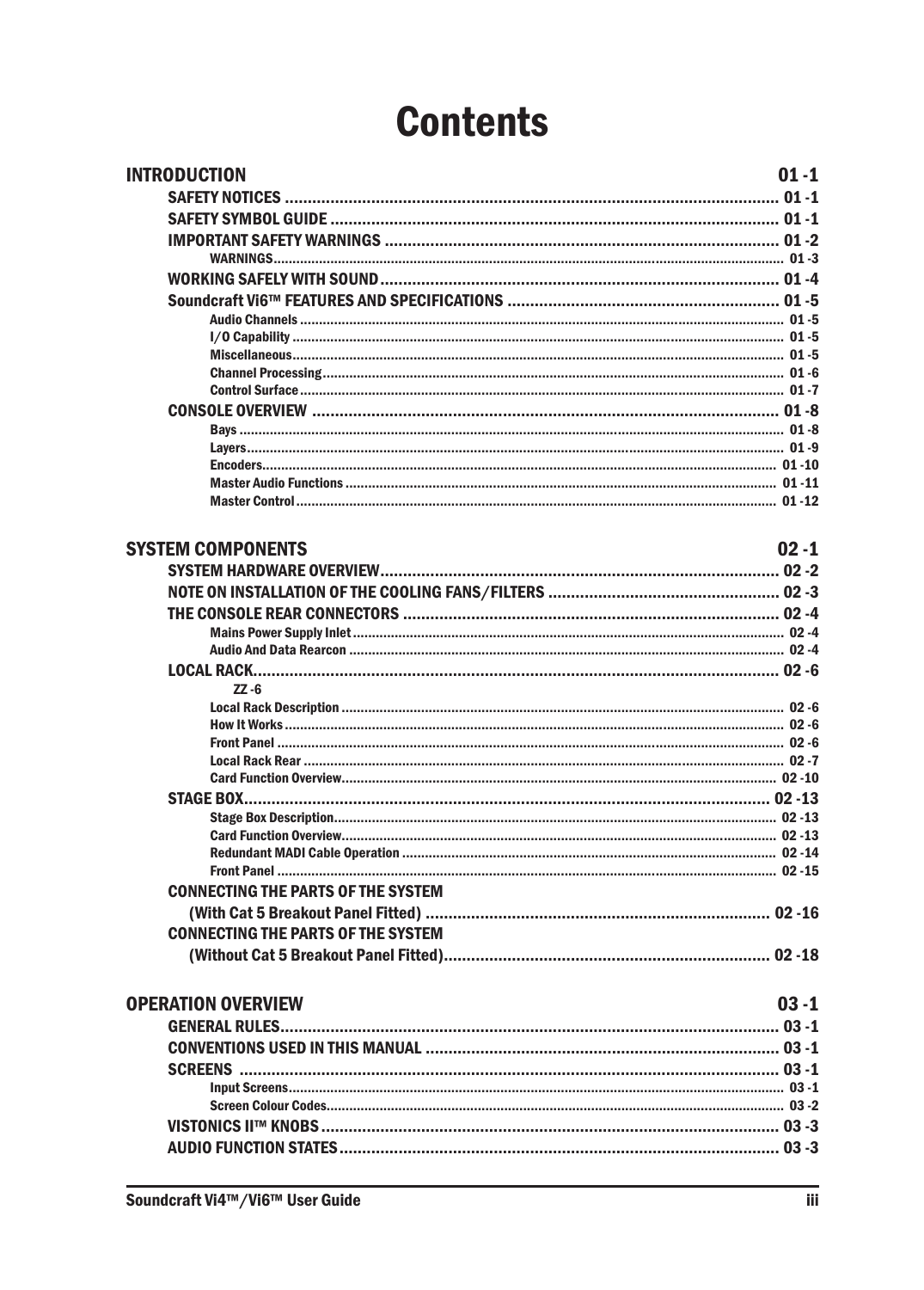# Contents

**INTRODUCTION** 01 -1

- SAFETY NOTICES ........ 01 -1
- SAFETY SYMBOL GUIDE ........ 01 -1
- IMPORTANT SAFETY WARNINGS ........ 01 -2
  - WARNINGS ........ 01 -3
- WORKING SAFELY WITH SOUND ........ 01 -4
- Soundcraft Vi6™ FEATURES AND SPECIFICATIONS ........ 01 -5
  - Audio Channels ........ 01 -5
  - I/O Capability ........ 01 -5
  - Miscellaneous ........ 01 -5
  - Channel Processing ........ 01 -6
  - Control Surface ........ 01 -7
- CONSOLE OVERVIEW ........ 01 -8
  - Bays ........ 01 -8
  - Layers ........ 01 -9
  - Encoders ........ 01 -10
  - Master Audio Functions ........ 01 -11
  - Master Control ........ 01 -12

**SYSTEM COMPONENTS** 02 -1

- SYSTEM HARDWARE OVERVIEW ........ 02 -2
- NOTE ON INSTALLATION OF THE COOLING FANS/FILTERS ........ 02 -3
- THE CONSOLE REAR CONNECTORS ........ 02 -4
  - Mains Power Supply Inlet ........ 02 -4
  - Audio And Data Rearcon ........ 02 -4
- LOCAL RACK ........ 02 -6
  - ZZ -6
  - Local Rack Description ........ 02 -6
  - How It Works ........ 02 -6
  - Front Panel ........ 02 -6
  - Local Rack Rear ........ 02 -7
  - Card Function Overview ........ 02 -10
- STAGE BOX ........ 02 -13
  - Stage Box Description ........ 02 -13
  - Card Function Overview ........ 02 -13
  - Redundant MADI Cable Operation ........ 02 -14
  - Front Panel ........ 02 -15
- CONNECTING THE PARTS OF THE SYSTEM (With Cat 5 Breakout Panel Fitted) ........ 02 -16
- CONNECTING THE PARTS OF THE SYSTEM (Without Cat 5 Breakout Panel Fitted) ........ 02 -18

**OPERATION OVERVIEW** 03 -1

- GENERAL RULES ........ 03 -1
- CONVENTIONS USED IN THIS MANUAL ........ 03 -1
- SCREENS ........ 03 -1
  - Input Screens ........ 03 -1
  - Screen Colour Codes ........ 03 -2
- VISTONICS II™ KNOBS ........ 03 -3
- AUDIO FUNCTION STATES ........ 03 -3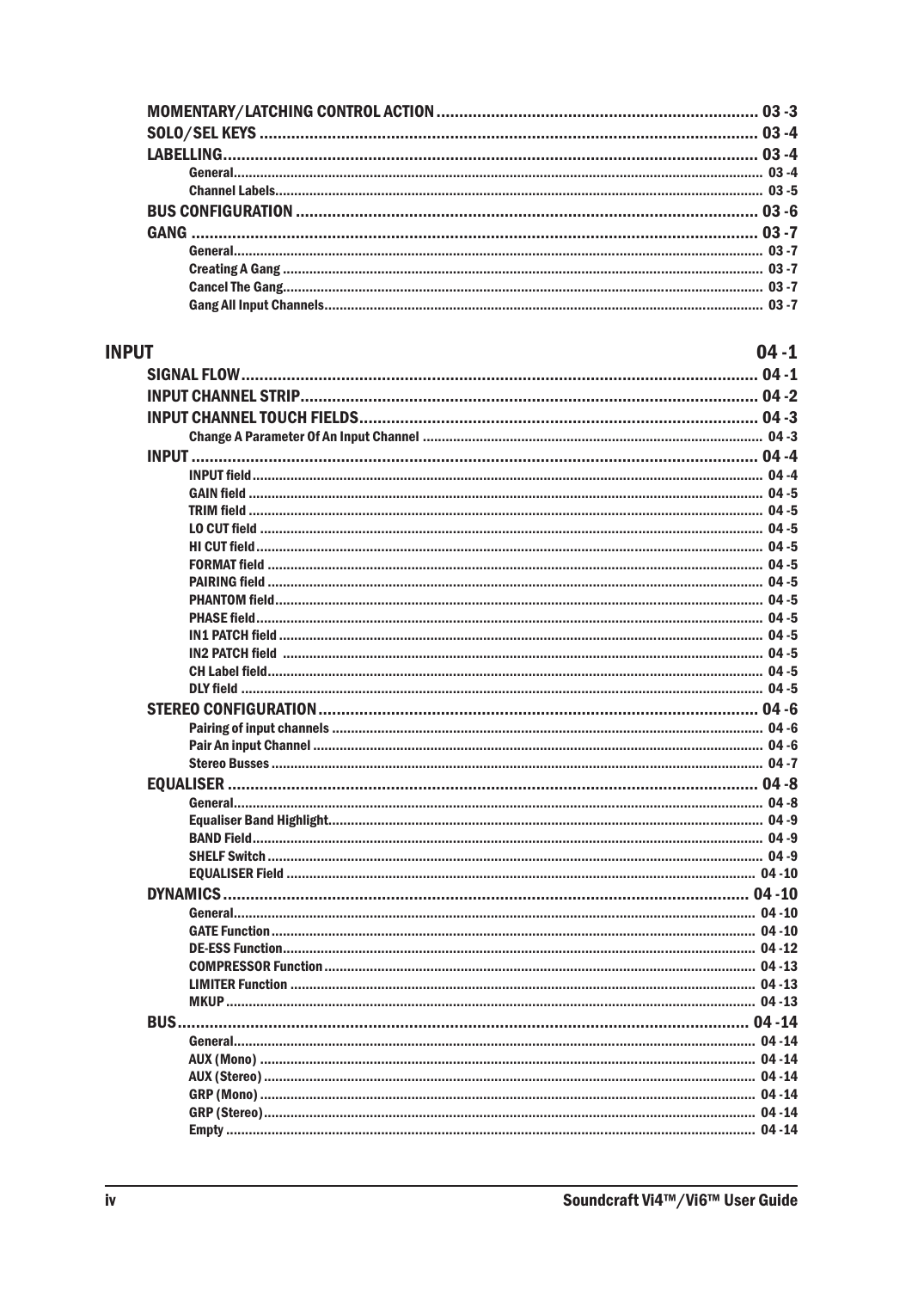MOMENTARY/LATCHING CONTROL ACTION ....................................................................... 03 -3
SOLO/SEL KEYS ............................................................................................................ 03 -4
LABELLING.................................................................................................................... 03 -4
- General............................................................................................................................... 03 -4
- Channel Labels.................................................................................................................... 03 -5

BUS CONFIGURATION ..................................................................................................... 03 -6
GANG ............................................................................................................................. 03 -7
- General............................................................................................................................... 03 -7
- Creating A Gang .................................................................................................................. 03 -7
- Cancel The Gang.................................................................................................................. 03 -7
- Gang All Input Channels........................................................................................................ 03 -7

# INPUT 04 -1

SIGNAL FLOW................................................................................................................. 04 -1
INPUT CHANNEL STRIP.................................................................................................... 04 -2
INPUT CHANNEL TOUCH FIELDS....................................................................................... 04 -3
- Change A Parameter Of An Input Channel ............................................................................. 04 -3

INPUT ............................................................................................................................. 04 -4
- INPUT field.......................................................................................................................... 04 -4
- GAIN field ........................................................................................................................... 04 -5
- TRIM field ........................................................................................................................... 04 -5
- LO CUT field ....................................................................................................................... 04 -5
- HI CUT field......................................................................................................................... 04 -5
- FORMAT field ...................................................................................................................... 04 -5
- PAIRING field ...................................................................................................................... 04 -5
- PHANTOM field.................................................................................................................... 04 -5
- PHASE field......................................................................................................................... 04 -5
- IN1 PATCH field ................................................................................................................... 04 -5
- IN2 PATCH field .................................................................................................................. 04 -5
- CH Label field....................................................................................................................... 04 -5
- DLY field ............................................................................................................................. 04 -5

STEREO CONFIGURATION................................................................................................ 04 -6
- Pairing of input channels ...................................................................................................... 04 -6
- Pair An input Channel .......................................................................................................... 04 -6
- Stereo Busses ..................................................................................................................... 04 -7

EQUALISER ..................................................................................................................... 04 -8
- General............................................................................................................................... 04 -8
- Equaliser Band Highlight....................................................................................................... 04 -9
- BAND Field.......................................................................................................................... 04 -9
- SHELF Switch ...................................................................................................................... 04 -9
- EQUALISER Field ................................................................................................................. 04 -10

DYNAMICS..................................................................................................................... 04 -10
- General............................................................................................................................... 04 -10
- GATE Function..................................................................................................................... 04 -10
- DE-ESS Function.................................................................................................................. 04 -12
- COMPRESSOR Function ........................................................................................................ 04 -13
- LIMITER Function ................................................................................................................ 04 -13
- MKUP .................................................................................................................................. 04 -13

BUS............................................................................................................................... 04 -14
- General............................................................................................................................... 04 -14
- AUX (Mono) ......................................................................................................................... 04 -14
- AUX (Stereo) ........................................................................................................................ 04 -14
- GRP (Mono) ......................................................................................................................... 04 -14
- GRP (Stereo)........................................................................................................................ 04 -14
- Empty ................................................................................................................................. 04 -14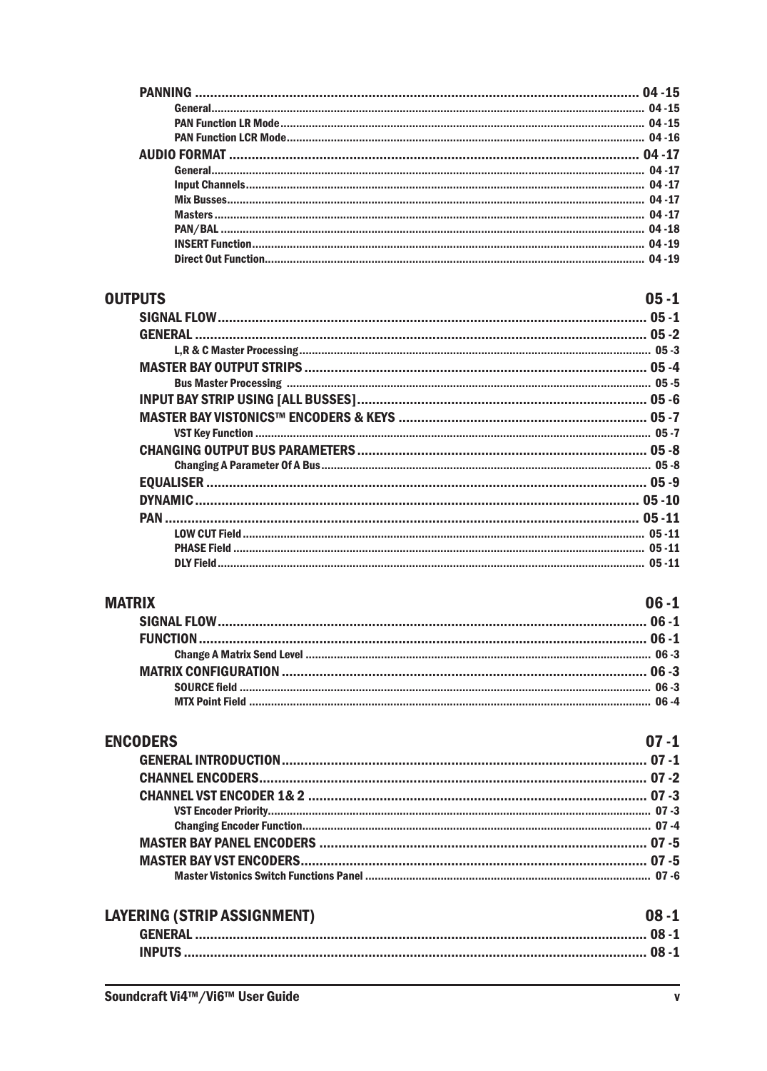PANNING .................................................................................................................. 04 -15
- General.................................................................................................................. 04 -15
- PAN Function LR Mode........................................................................................ 04 -15
- PAN Function LCR Mode...................................................................................... 04 -16

AUDIO FORMAT ...................................................................................................... 04 -17
- General.................................................................................................................. 04 -17
- Input Channels...................................................................................................... 04 -17
- Mix Busses............................................................................................................ 04 -17
- Masters ................................................................................................................. 04 -17
- PAN/BAL ............................................................................................................... 04 -18
- INSERT Function................................................................................................... 04 -19
- Direct Out Function.............................................................................................. 04 -19

## OUTPUTS 05 -1

SIGNAL FLOW .......................................................................................................... 05 -1

GENERAL .................................................................................................................. 05 -2
- L,R & C Master Processing.................................................................................. 05 -3

MASTER BAY OUTPUT STRIPS .............................................................................. 05 -4
- Bus Master Processing ....................................................................................... 05 -5

INPUT BAY STRIP USING [ALL BUSSES] ................................................................ 05 -6

MASTER BAY VISTONICS™ ENCODERS & KEYS ................................................... 05 -7
- VST Key Function ................................................................................................. 05 -7

CHANGING OUTPUT BUS PARAMETERS ................................................................ 05 -8
- Changing A Parameter Of A Bus......................................................................... 05 -8

EQUALISER .............................................................................................................. 05 -9

DYNAMIC .................................................................................................................. 05 -10

PAN ........................................................................................................................... 05 -11
- LOW CUT Field ..................................................................................................... 05 -11
- PHASE Field .......................................................................................................... 05 -11
- DLY Field ............................................................................................................... 05 -11

## MATRIX 06 -1

SIGNAL FLOW .......................................................................................................... 06 -1

FUNCTION ................................................................................................................ 06 -1
- Change A Matrix Send Level ............................................................................... 06 -3

MATRIX CONFIGURATION ...................................................................................... 06 -3
- SOURCE field ........................................................................................................ 06 -3
- MTX Point Field .................................................................................................... 06 -4

## ENCODERS 07 -1

GENERAL INTRODUCTION ...................................................................................... 07 -1

CHANNEL ENCODERS ............................................................................................. 07 -2

CHANNEL VST ENCODER 1& 2 .............................................................................. 07 -3
- VST Encoder Priority............................................................................................ 07 -3
- Changing Encoder Function................................................................................ 07 -4

MASTER BAY PANEL ENCODERS .......................................................................... 07 -5

MASTER BAY VST ENCODERS ................................................................................ 07 -5
- Master Vistonics Switch Functions Panel .......................................................... 07 -6

## LAYERING (STRIP ASSIGNMENT) 08 -1

GENERAL .................................................................................................................. 08 -1

INPUTS ..................................................................................................................... 08 -1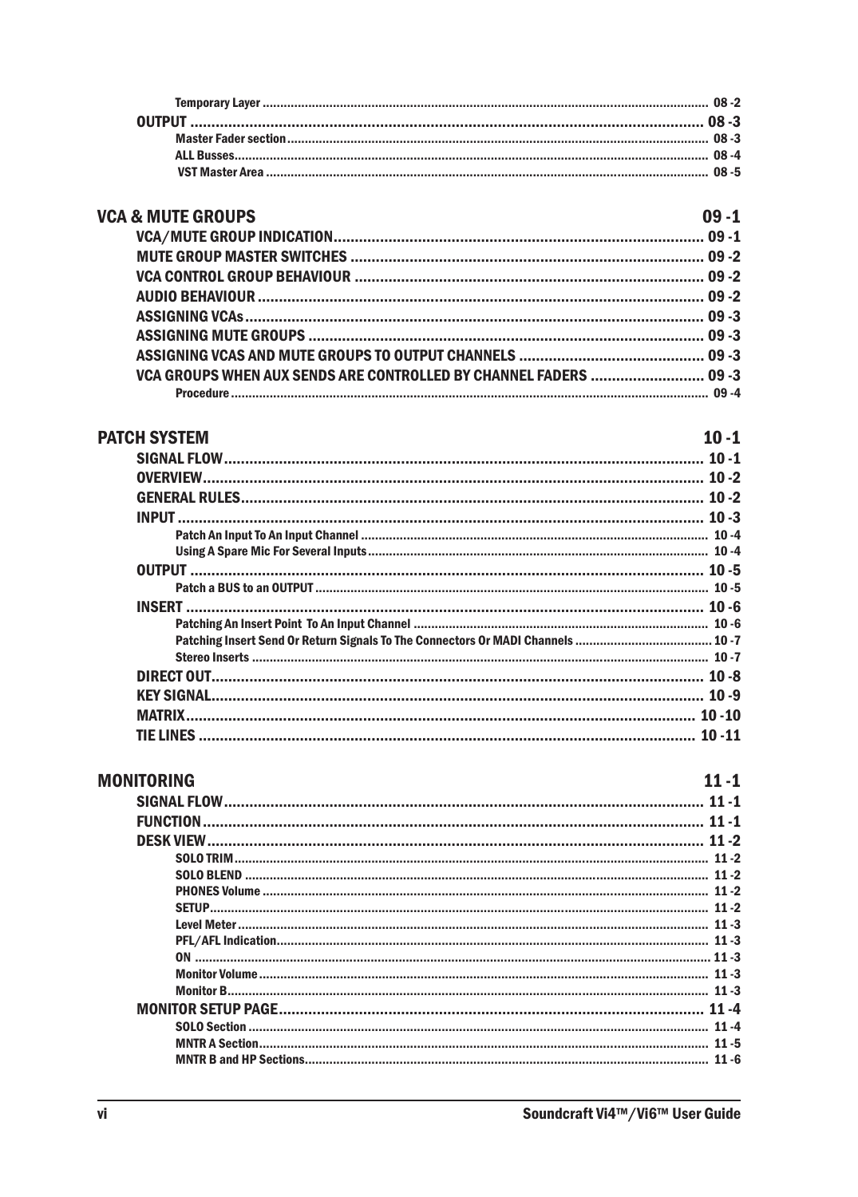Temporary Layer ........ 08 -2

OUTPUT ........ 08 -3

Master Fader section ........ 08 -3

ALL Busses ........ 08 -4

VST Master Area ........ 08 -5

## VCA & MUTE GROUPS 09 -1

VCA/MUTE GROUP INDICATION ........ 09 -1

MUTE GROUP MASTER SWITCHES ........ 09 -2

VCA CONTROL GROUP BEHAVIOUR ........ 09 -2

AUDIO BEHAVIOUR ........ 09 -2

ASSIGNING VCAs ........ 09 -3

ASSIGNING MUTE GROUPS ........ 09 -3

ASSIGNING VCAS AND MUTE GROUPS TO OUTPUT CHANNELS ........ 09 -3

VCA GROUPS WHEN AUX SENDS ARE CONTROLLED BY CHANNEL FADERS ........ 09 -3

Procedure ........ 09 -4

## PATCH SYSTEM 10 -1

SIGNAL FLOW ........ 10 -1

OVERVIEW ........ 10 -2

GENERAL RULES ........ 10 -2

INPUT ........ 10 -3

Patch An Input To An Input Channel ........ 10 -4

Using A Spare Mic For Several Inputs ........ 10 -4

OUTPUT ........ 10 -5

Patch a BUS to an OUTPUT ........ 10 -5

INSERT ........ 10 -6

Patching An Insert Point To An Input Channel ........ 10 -6

Patching Insert Send Or Return Signals To The Connectors Or MADI Channels ........ 10 -7

Stereo Inserts ........ 10 -7

DIRECT OUT ........ 10 -8

KEY SIGNAL ........ 10 -9

MATRIX ........ 10 -10

TIE LINES ........ 10 -11

## MONITORING 11 -1

SIGNAL FLOW ........ 11 -1

FUNCTION ........ 11 -1

DESK VIEW ........ 11 -2

SOLO TRIM ........ 11 -2

SOLO BLEND ........ 11 -2

PHONES Volume ........ 11 -2

SETUP ........ 11 -2

Level Meter ........ 11 -3

PFL/AFL Indication ........ 11 -3

ON ........ 11 -3

Monitor Volume ........ 11 -3

Monitor B ........ 11 -3

MONITOR SETUP PAGE ........ 11 -4

SOLO Section ........ 11 -4

MNTR A Section ........ 11 -5

MNTR B and HP Sections ........ 11 -6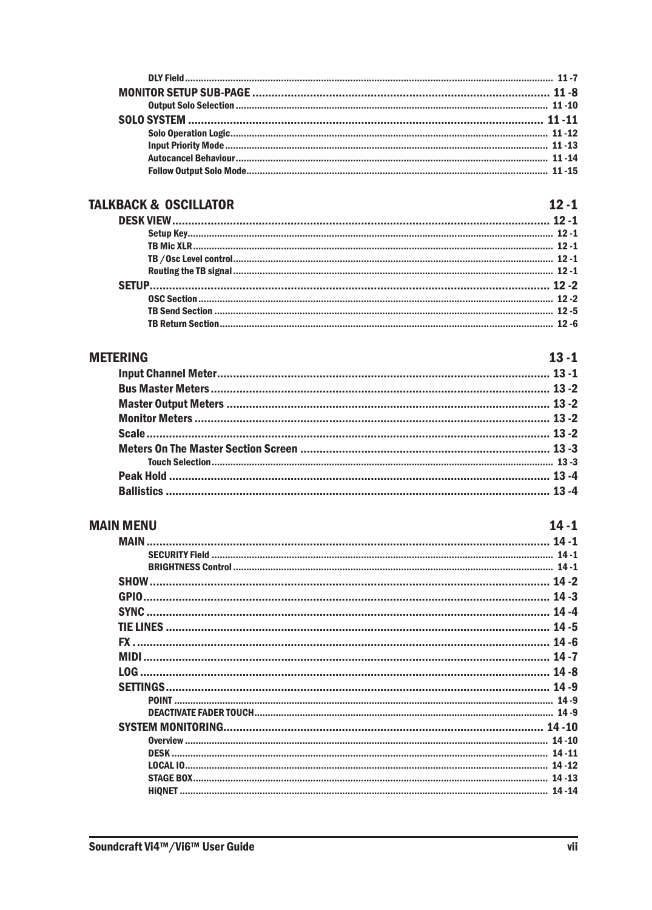DLY Field ........................................................................ 11 -7

MONITOR SETUP SUB-PAGE ........................................................................ 11 -8

Output Solo Selection ........................................................................ 11 -10

SOLO SYSTEM ........................................................................ 11 -11

Solo Operation Logic ........................................................................ 11 -12

Input Priority Mode ........................................................................ 11 -13

Autocancel Behaviour ........................................................................ 11 -14

Follow Output Solo Mode ........................................................................ 11 -15

## TALKBACK & OSCILLATOR 12 -1

DESK VIEW ........................................................................ 12 -1

Setup Key ........................................................................ 12 -1

TB Mic XLR ........................................................................ 12 -1

TB / Osc Level control ........................................................................ 12 -1

Routing the TB signal ........................................................................ 12 -1

SETUP ........................................................................ 12 -2

OSC Section ........................................................................ 12 -2

TB Send Section ........................................................................ 12 -5

TB Return Section ........................................................................ 12 -6

## METERING 13 -1

Input Channel Meter ........................................................................ 13 -1

Bus Master Meters ........................................................................ 13 -2

Master Output Meters ........................................................................ 13 -2

Monitor Meters ........................................................................ 13 -2

Scale ........................................................................ 13 -2

Meters On The Master Section Screen ........................................................................ 13 -3

Touch Selection ........................................................................ 13 -3

Peak Hold ........................................................................ 13 -4

Ballistics ........................................................................ 13 -4

## MAIN MENU 14 -1

MAIN ........................................................................ 14 -1

SECURITY Field ........................................................................ 14 -1

BRIGHTNESS Control ........................................................................ 14 -1

SHOW ........................................................................ 14 -2

GPIO ........................................................................ 14 -3

SYNC ........................................................................ 14 -4

TIE LINES ........................................................................ 14 -5

FX ........................................................................ 14 -6

MIDI ........................................................................ 14 -7

LOG ........................................................................ 14 -8

SETTINGS ........................................................................ 14 -9

POINT ........................................................................ 14 -9

DEACTIVATE FADER TOUCH ........................................................................ 14 -9

SYSTEM MONITORING ........................................................................ 14 -10

Overview ........................................................................ 14 -10

DESK ........................................................................ 14 -11

LOCAL IO ........................................................................ 14 -12

STAGE BOX ........................................................................ 14 -13

HiQNET ........................................................................ 14 -14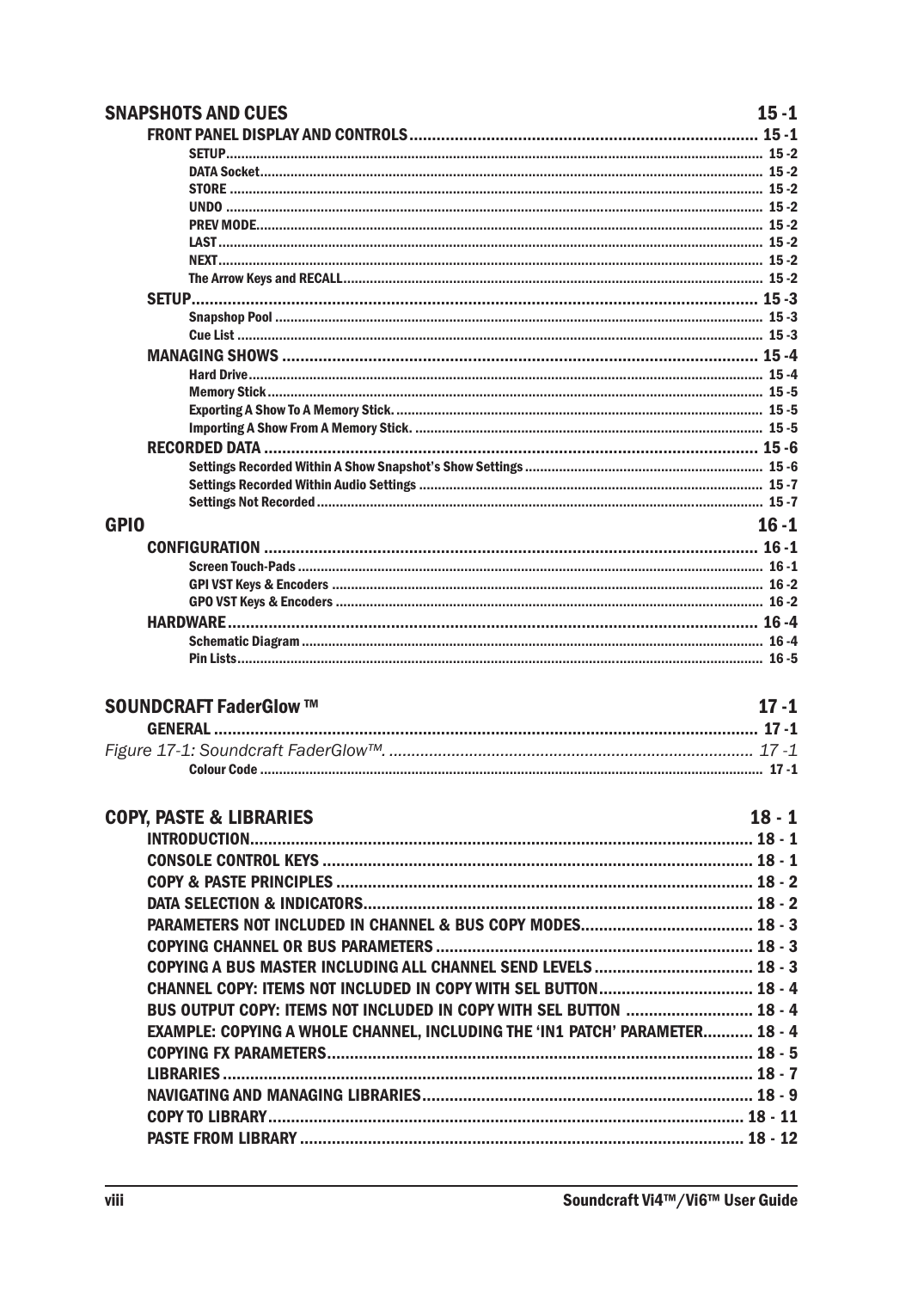**SNAPSHOTS AND CUES** 15 -1

- FRONT PANEL DISPLAY AND CONTROLS ........ 15 -1
  - SETUP ........ 15 -2
  - DATA Socket ........ 15 -2
  - STORE ........ 15 -2
  - UNDO ........ 15 -2
  - PREV MODE ........ 15 -2
  - LAST ........ 15 -2
  - NEXT ........ 15 -2
  - The Arrow Keys and RECALL ........ 15 -2
- SETUP ........ 15 -3
  - Snapshop Pool ........ 15 -3
  - Cue List ........ 15 -3
- MANAGING SHOWS ........ 15 -4
  - Hard Drive ........ 15 -4
  - Memory Stick ........ 15 -5
  - Exporting A Show To A Memory Stick. ........ 15 -5
  - Importing A Show From A Memory Stick. ........ 15 -5
- RECORDED DATA ........ 15 -6
  - Settings Recorded Within A Show Snapshot's Show Settings ........ 15 -6
  - Settings Recorded Within Audio Settings ........ 15 -7
  - Settings Not Recorded ........ 15 -7

**GPIO** 16 -1

- CONFIGURATION ........ 16 -1
  - Screen Touch-Pads ........ 16 -1
  - GPI VST Keys & Encoders ........ 16 -2
  - GPO VST Keys & Encoders ........ 16 -2
- HARDWARE ........ 16 -4
  - Schematic Diagram ........ 16 -4
  - Pin Lists ........ 16 -5

**SOUNDCRAFT FaderGlow ™** 17 -1

- GENERAL ........ 17 -1
- *Figure 17-1: Soundcraft FaderGlow™.* ........ *17 -1*
  - Colour Code ........ 17 -1

**COPY, PASTE & LIBRARIES** 18 - 1

- INTRODUCTION ........ 18 - 1
- CONSOLE CONTROL KEYS ........ 18 - 1
- COPY & PASTE PRINCIPLES ........ 18 - 2
- DATA SELECTION & INDICATORS ........ 18 - 2
- PARAMETERS NOT INCLUDED IN CHANNEL & BUS COPY MODES ........ 18 - 3
- COPYING CHANNEL OR BUS PARAMETERS ........ 18 - 3
- COPYING A BUS MASTER INCLUDING ALL CHANNEL SEND LEVELS ........ 18 - 3
- CHANNEL COPY: ITEMS NOT INCLUDED IN COPY WITH SEL BUTTON ........ 18 - 4
- BUS OUTPUT COPY: ITEMS NOT INCLUDED IN COPY WITH SEL BUTTON ........ 18 - 4
- EXAMPLE: COPYING A WHOLE CHANNEL, INCLUDING THE 'IN1 PATCH' PARAMETER ........ 18 - 4
- COPYING FX PARAMETERS ........ 18 - 5
- LIBRARIES ........ 18 - 7
- NAVIGATING AND MANAGING LIBRARIES ........ 18 - 9
- COPY TO LIBRARY ........ 18 - 11
- PASTE FROM LIBRARY ........ 18 - 12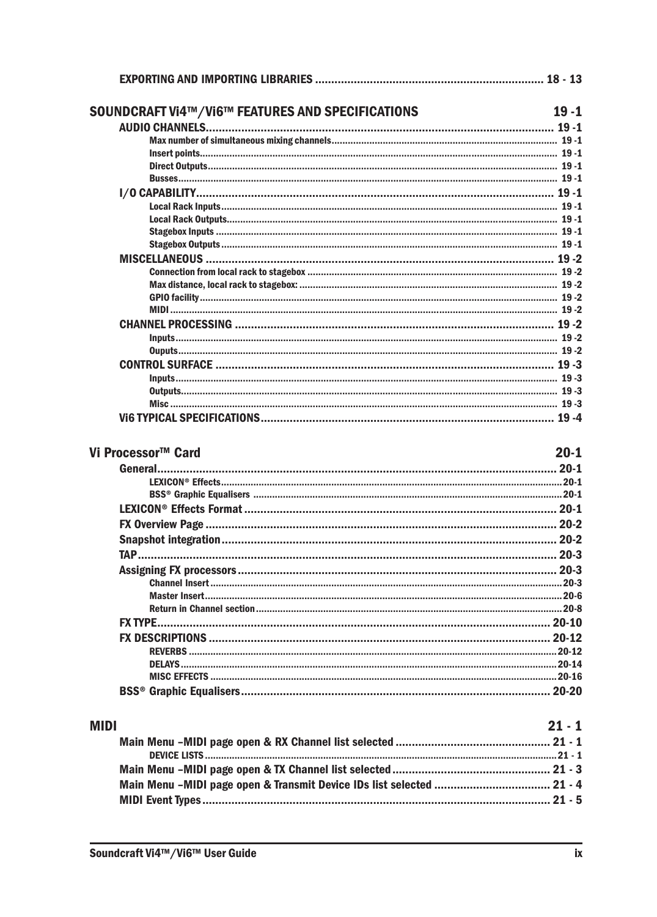EXPORTING AND IMPORTING LIBRARIES ...................................................................... 18 - 13

## SOUNDCRAFT Vi4™/Vi6™ FEATURES AND SPECIFICATIONS 19 -1

AUDIO CHANNELS........................................................................................................... 19 -1

- Max number of simultaneous mixing channels.................................................................................. 19 -1
- Insert points.................................................................................................................................. 19 -1
- Direct Outputs............................................................................................................................... 19 -1
- Busses.......................................................................................................................................... 19 -1

I/O CAPABILITY.............................................................................................................. 19 -1

- Local Rack Inputs........................................................................................................................... 19 -1
- Local Rack Outputs........................................................................................................................ 19 -1
- Stagebox Inputs ............................................................................................................................ 19 -1
- Stagebox Outputs........................................................................................................................... 19 -1

MISCELLANEOUS ........................................................................................................... 19 -2

- Connection from local rack to stagebox ........................................................................................... 19 -2
- Max distance, local rack to stagebox: .............................................................................................. 19 -2
- GPIO facility................................................................................................................................... 19 -2
- MIDI ............................................................................................................................................. 19 -2

CHANNEL PROCESSING ................................................................................................ 19 -2

- Inputs........................................................................................................................................... 19 -2
- Ouputs.......................................................................................................................................... 19 -2

CONTROL SURFACE ....................................................................................................... 19 -3

- Inputs........................................................................................................................................... 19 -3
- Outputs......................................................................................................................................... 19 -3
- Misc ............................................................................................................................................. 19 -3

Vi6 TYPICAL SPECIFICATIONS......................................................................................... 19 -4

## Vi Processor™ Card 20-1

General.......................................................................................................................... 20-1

- LEXICON® Effects............................................................................................................................ 20-1
- BSS® Graphic Equalisers ................................................................................................................ 20-1

LEXICON® Effects Format ............................................................................................... 20-1

FX Overview Page ........................................................................................................... 20-2

Snapshot integration...................................................................................................... 20-2

TAP................................................................................................................................. 20-3

Assigning FX processors.................................................................................................. 20-3

- Channel Insert................................................................................................................................ 20-3
- Master Insert.................................................................................................................................. 20-6
- Return in Channel section............................................................................................................... 20-8

FX TYPE.......................................................................................................................... 20-10

FX DESCRIPTIONS .......................................................................................................... 20-12

- REVERBS ....................................................................................................................................... 20-12
- DELAYS.......................................................................................................................................... 20-14
- MISC EFFECTS ............................................................................................................................... 20-16

BSS® Graphic Equalisers................................................................................................. 20-20

## MIDI 21 - 1

Main Menu –MIDI page open & RX Channel list selected ................................................ 21 - 1

- DEVICE LISTS ................................................................................................................................. 21 - 1

Main Menu –MIDI page open & TX Channel list selected ................................................ 21 - 3

Main Menu –MIDI page open & Transmit Device IDs list selected .................................... 21 - 4

MIDI Event Types ........................................................................................................... 21 - 5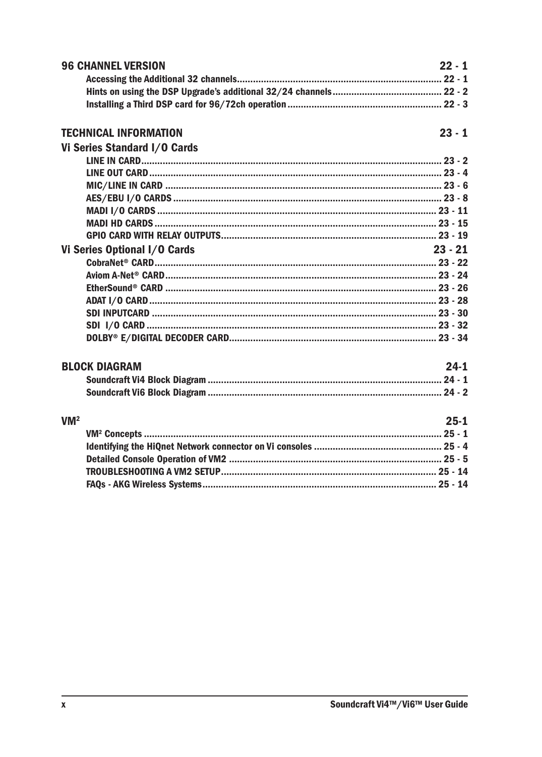**96 CHANNEL VERSION** **22 - 1**

Accessing the Additional 32 channels........................................................................... 22 - 1
Hints on using the DSP Upgrade's additional 32/24 channels........................................ 22 - 2
Installing a Third DSP card for 96/72ch operation.......................................................... 22 - 3

**TECHNICAL INFORMATION** **23 - 1**

**Vi Series Standard I/O Cards**

LINE IN CARD.................................................................................................................. 23 - 2
LINE OUT CARD.............................................................................................................. 23 - 4
MIC/LINE IN CARD ......................................................................................................... 23 - 6
AES/EBU I/O CARDS ...................................................................................................... 23 - 8
MADI I/O CARDS ........................................................................................................... 23 - 11
MADI HD CARDS ............................................................................................................ 23 - 15
GPIO CARD WITH RELAY OUTPUTS................................................................................ 23 - 19

**Vi Series Optional I/O Cards** **23 - 21**

CobraNet® CARD............................................................................................................ 23 - 22
Aviom A-Net® CARD....................................................................................................... 23 - 24
EtherSound® CARD ....................................................................................................... 23 - 26
ADAT I/O CARD.............................................................................................................. 23 - 28
SDI INPUTCARD ............................................................................................................ 23 - 30
SDI I/O CARD ............................................................................................................... 23 - 32
DOLBY® E/DIGITAL DECODER CARD.............................................................................. 23 - 34

**BLOCK DIAGRAM** **24-1**

Soundcraft Vi4 Block Diagram ........................................................................................ 24 - 1
Soundcraft Vi6 Block Diagram ........................................................................................ 24 - 2

**VM²** **25-1**

VM² Concepts ................................................................................................................ 25 - 1
Identifying the HiQnet Network connector on Vi consoles ............................................... 25 - 4
Detailed Console Operation of VM2 ............................................................................... 25 - 5
TROUBLESHOOTING A VM2 SETUP................................................................................. 25 - 14
FAQs - AKG Wireless Systems........................................................................................ 25 - 14